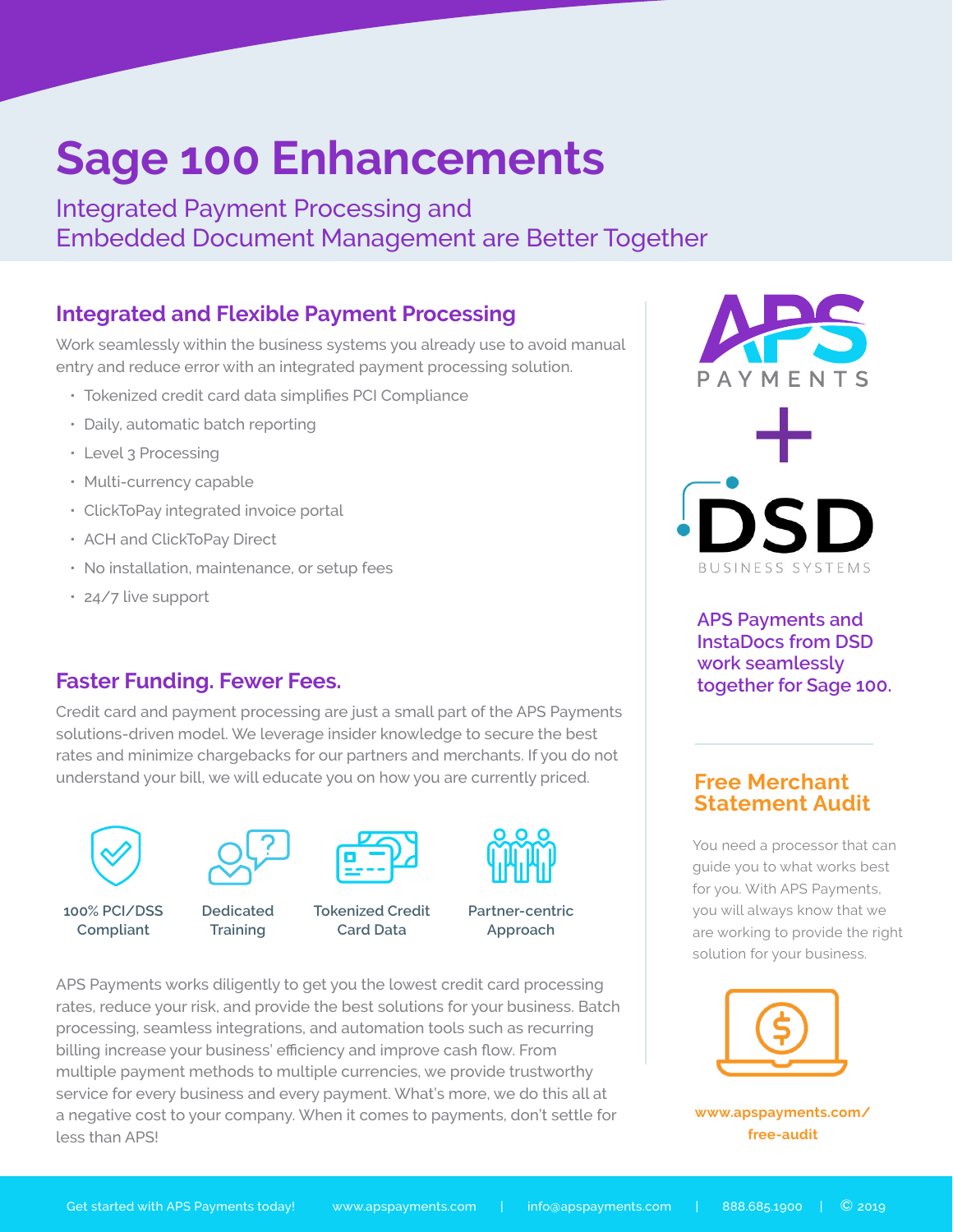# Sage 100 Enhancements

## Integrated Payment Processing and Embedded Document Management are Better Together

### Integrated and Flexible Payment Processing

Work seamlessly within the business systems you already use to avoid manual entry and reduce error with an integrated payment processing solution.

- Tokenized credit card data simplifies PCI Compliance
- Daily, automatic batch reporting
- Level 3 Processing
- Multi-currency capable
- ClickToPay integrated invoice portal
- ACH and ClickToPay Direct
- No installation, maintenance, or setup fees
- 24/7 live support

### Faster Funding. Fewer Fees.

Credit card and payment processing are just a small part of the APS Payments solutions-driven model. We leverage insider knowledge to secure the best rates and minimize chargebacks for our partners and merchants. If you do not understand your bill, we will educate you on how you are currently priced.

100% PCI/DSS Compliant

Dedicated Training

Tokenized Credit Card Data

Partner-centric Approach

APS Payments works diligently to get you the lowest credit card processing rates, reduce your risk, and provide the best solutions for your business. Batch processing, seamless integrations, and automation tools such as recurring billing increase your business' efficiency and improve cash flow. From multiple payment methods to multiple currencies, we provide trustworthy service for every business and every payment. What's more, we do this all at a negative cost to your company. When it comes to payments, don't settle for less than APS!

APS PAYMENTS + DSD BUSINESS SYSTEMS

**APS Payments and InstaDocs from DSD work seamlessly together for Sage 100.**

### Free Merchant Statement Audit

You need a processor that can guide you to what works best for you. With APS Payments, you will always know that we are working to provide the right solution for your business.

**www.apspayments.com/free-audit**

Get started with APS Payments today! | www.apspayments.com | info@apspayments.com | 888.685.1900 | © 2019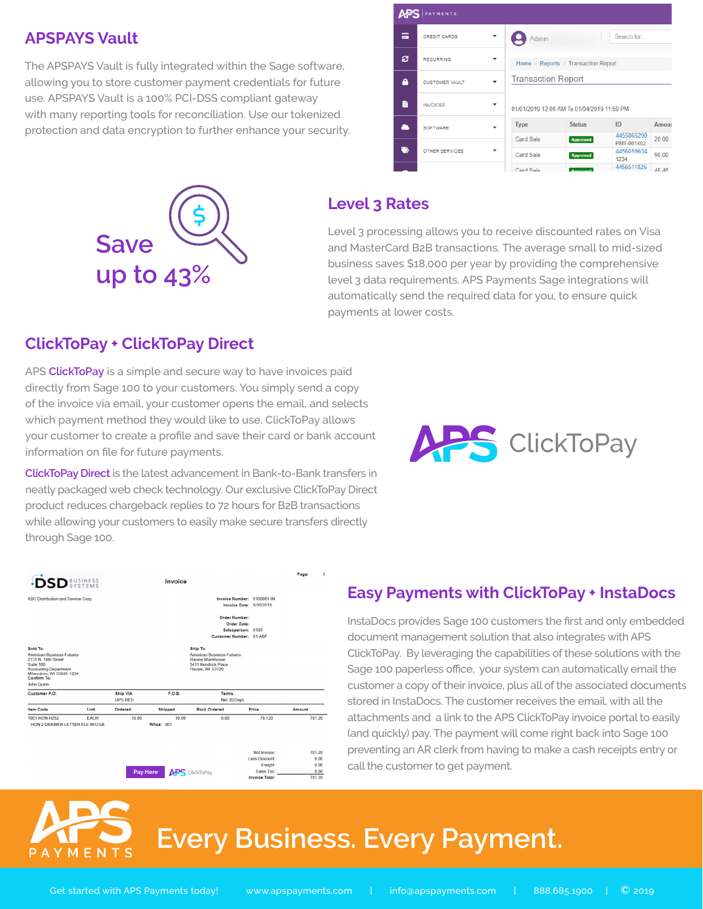## APSPAYS Vault

The APSPAYS Vault is fully integrated within the Sage software, allowing you to store customer payment credentials for future use. APSPAYS Vault is a 100% PCI-DSS compliant gateway with many reporting tools for reconciliation. Use our tokenized protection and data encryption to further enhance your security.

Save up to 43%

## Level 3 Rates

Level 3 processing allows you to receive discounted rates on Visa and MasterCard B2B transactions. The average small to mid-sized business saves $18,000 per year by providing the comprehensive level 3 data requirements. APS Payments Sage integrations will automatically send the required data for you, to ensure quick payments at lower costs.

## ClickToPay + ClickToPay Direct

APS **ClickToPay** is a simple and secure way to have invoices paid directly from Sage 100 to your customers. You simply send a copy of the invoice via email, your customer opens the email, and selects which payment method they would like to use. ClickToPay allows your customer to create a profile and save their card or bank account information on file for future payments.

**ClickToPay Direct** is the latest advancement in Bank-to-Bank transfers in neatly packaged web check technology. Our exclusive ClickToPay Direct product reduces chargeback replies to 72 hours for B2B transactions while allowing your customers to easily make secure transfers directly through Sage 100.

APS ClickToPay

## Easy Payments with ClickToPay + InstaDocs

InstaDocs provides Sage 100 customers the first and only embedded document management solution that also integrates with APS ClickToPay. By leveraging the capabilities of these solutions with the Sage 100 paperless office, your system can automatically email the customer a copy of their invoice, plus all of the associated documents stored in InstaDocs. The customer receives the email, with all the attachments and a link to the APS ClickToPay invoice portal to easily (and quickly) pay. The payment will come right back into Sage 100 preventing an AR clerk from having to make a cash receipts entry or call the customer to get payment.

# Every Business. Every Payment.

Get started with APS Payments today! | www.apspayments.com | info@apspayments.com | 888.685.1900 | © 2019